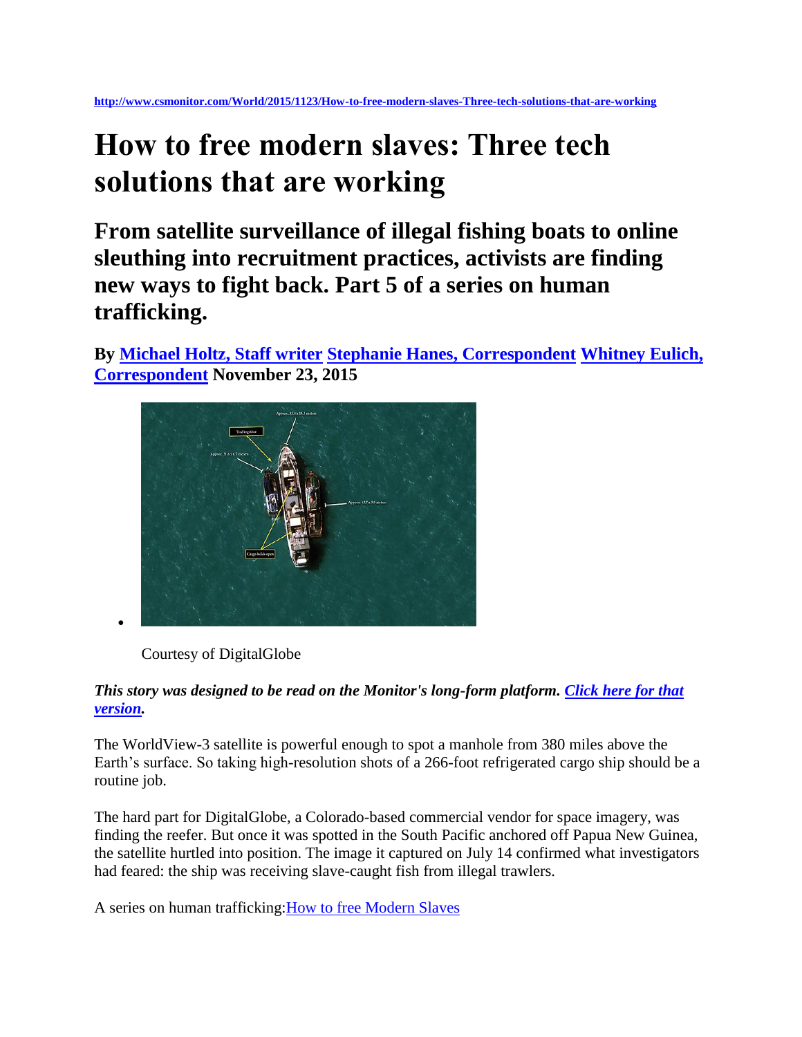http://www.csmonitor.com/World/2015/1123/How-to-free-modern-slaves-Three-tech-solutions-that-are-working

# How to free modern slaves: Three tech solutions that are working

## From satellite surveillance of illegal fishing boats to online sleuthing into recruitment practices, activists are finding new ways to fight back. Part 5 of a series on human trafficking.

**By Michael Holtz, Staff writer Stephanie Hanes, Correspondent Whitney Eulich, Correspondent November 23, 2015**

Courtesy of DigitalGlobe

***This story was designed to be read on the Monitor's long-form platform. Click here for that version.***

The WorldView-3 satellite is powerful enough to spot a manhole from 380 miles above the Earth's surface. So taking high-resolution shots of a 266-foot refrigerated cargo ship should be a routine job.

The hard part for DigitalGlobe, a Colorado-based commercial vendor for space imagery, was finding the reefer. But once it was spotted in the South Pacific anchored off Papua New Guinea, the satellite hurtled into position. The image it captured on July 14 confirmed what investigators had feared: the ship was receiving slave-caught fish from illegal trawlers.

A series on human trafficking: How to free Modern Slaves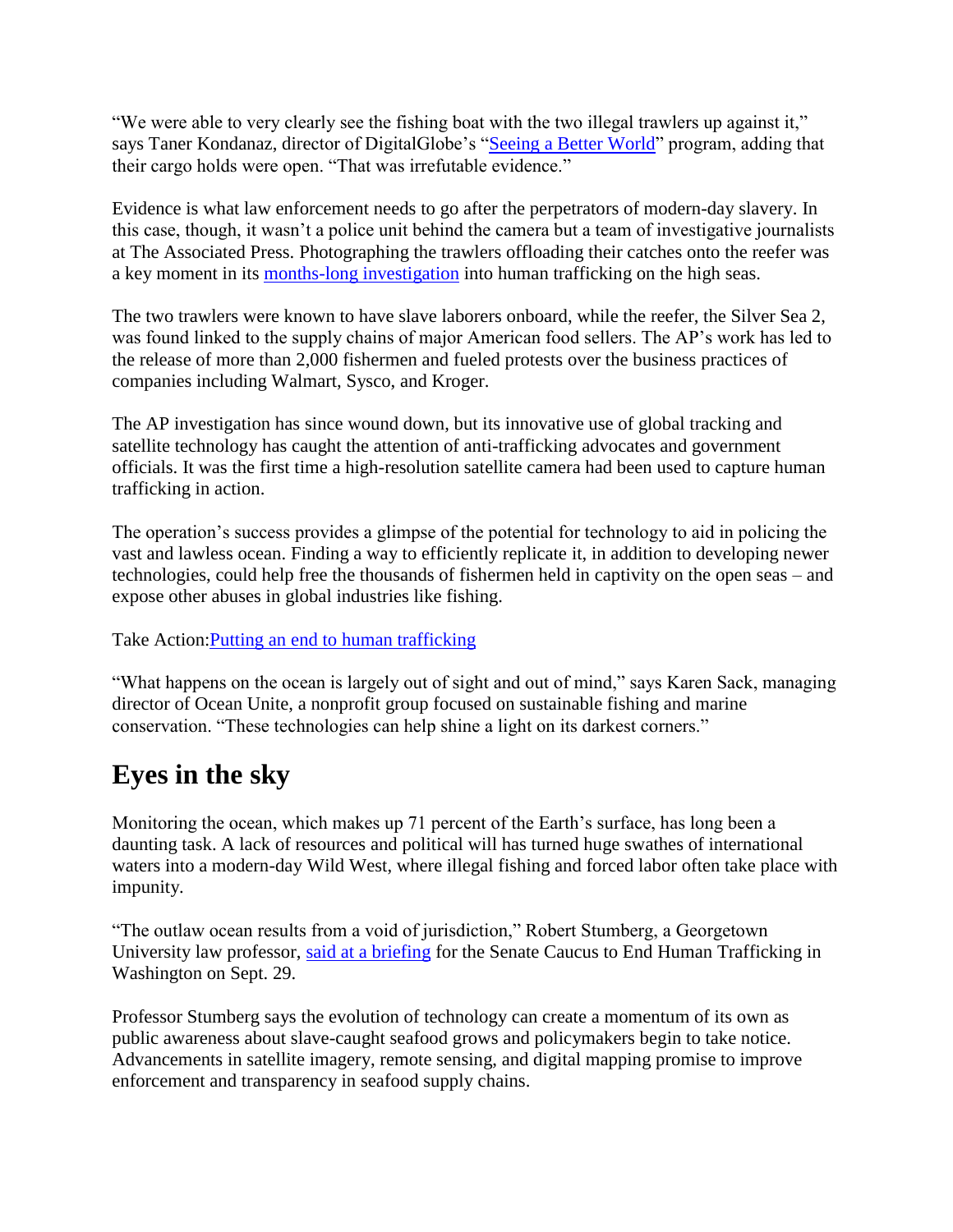"We were able to very clearly see the fishing boat with the two illegal trawlers up against it," says Taner Kondanaz, director of DigitalGlobe's "[Seeing a Better World]" program, adding that their cargo holds were open. "That was irrefutable evidence."

Evidence is what law enforcement needs to go after the perpetrators of modern-day slavery. In this case, though, it wasn't a police unit behind the camera but a team of investigative journalists at The Associated Press. Photographing the trawlers offloading their catches onto the reefer was a key moment in its [months-long investigation] into human trafficking on the high seas.

The two trawlers were known to have slave laborers onboard, while the reefer, the Silver Sea 2, was found linked to the supply chains of major American food sellers. The AP's work has led to the release of more than 2,000 fishermen and fueled protests over the business practices of companies including Walmart, Sysco, and Kroger.

The AP investigation has since wound down, but its innovative use of global tracking and satellite technology has caught the attention of anti-trafficking advocates and government officials. It was the first time a high-resolution satellite camera had been used to capture human trafficking in action.

The operation's success provides a glimpse of the potential for technology to aid in policing the vast and lawless ocean. Finding a way to efficiently replicate it, in addition to developing newer technologies, could help free the thousands of fishermen held in captivity on the open seas – and expose other abuses in global industries like fishing.

Take Action:[Putting an end to human trafficking]

"What happens on the ocean is largely out of sight and out of mind," says Karen Sack, managing director of Ocean Unite, a nonprofit group focused on sustainable fishing and marine conservation. "These technologies can help shine a light on its darkest corners."

## Eyes in the sky

Monitoring the ocean, which makes up 71 percent of the Earth's surface, has long been a daunting task. A lack of resources and political will has turned huge swathes of international waters into a modern-day Wild West, where illegal fishing and forced labor often take place with impunity.

"The outlaw ocean results from a void of jurisdiction," Robert Stumberg, a Georgetown University law professor, [said at a briefing] for the Senate Caucus to End Human Trafficking in Washington on Sept. 29.

Professor Stumberg says the evolution of technology can create a momentum of its own as public awareness about slave-caught seafood grows and policymakers begin to take notice. Advancements in satellite imagery, remote sensing, and digital mapping promise to improve enforcement and transparency in seafood supply chains.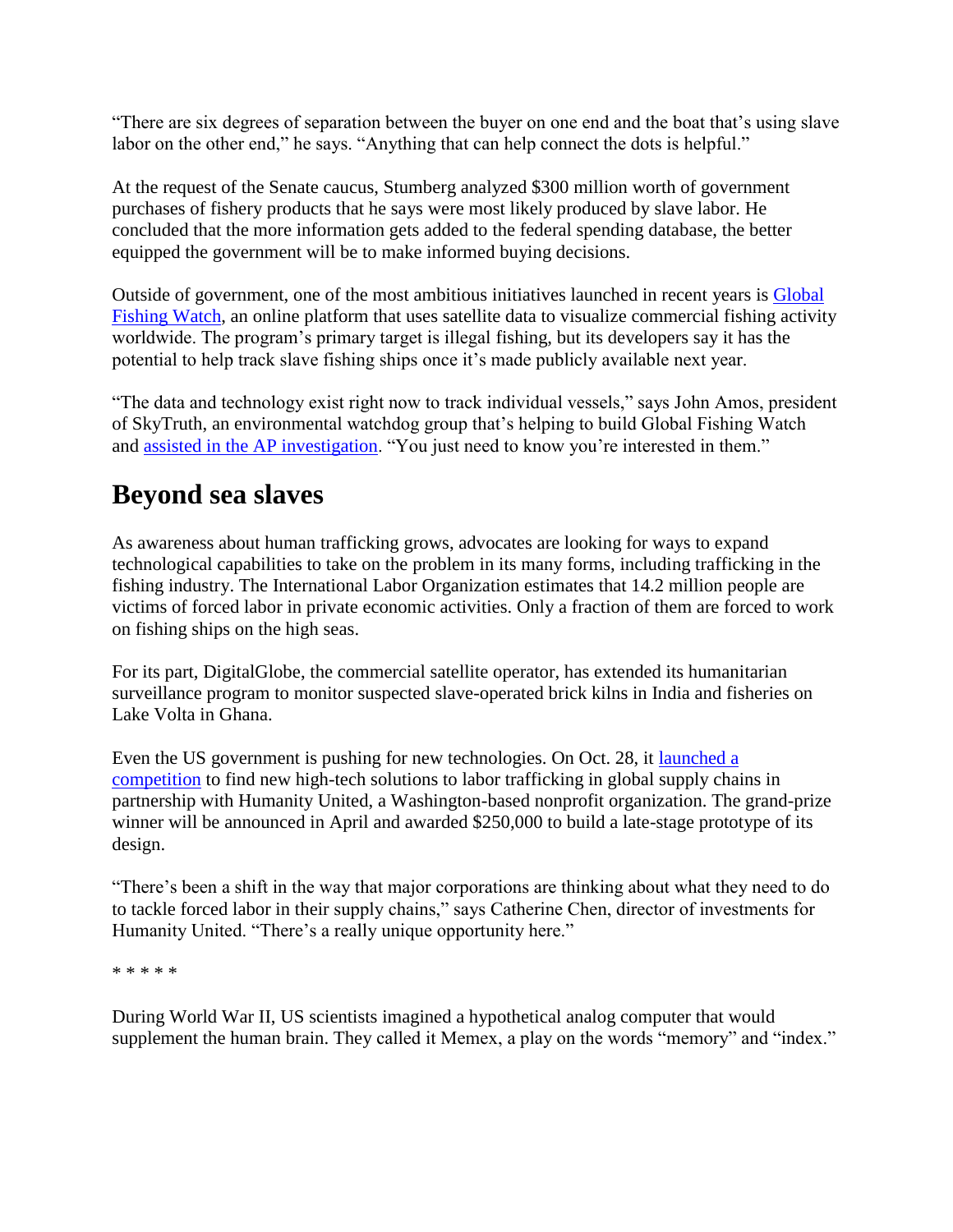"There are six degrees of separation between the buyer on one end and the boat that's using slave labor on the other end," he says. "Anything that can help connect the dots is helpful."

At the request of the Senate caucus, Stumberg analyzed $300 million worth of government purchases of fishery products that he says were most likely produced by slave labor. He concluded that the more information gets added to the federal spending database, the better equipped the government will be to make informed buying decisions.

Outside of government, one of the most ambitious initiatives launched in recent years is Global Fishing Watch, an online platform that uses satellite data to visualize commercial fishing activity worldwide. The program's primary target is illegal fishing, but its developers say it has the potential to help track slave fishing ships once it's made publicly available next year.

"The data and technology exist right now to track individual vessels," says John Amos, president of SkyTruth, an environmental watchdog group that's helping to build Global Fishing Watch and assisted in the AP investigation. "You just need to know you're interested in them."

## Beyond sea slaves

As awareness about human trafficking grows, advocates are looking for ways to expand technological capabilities to take on the problem in its many forms, including trafficking in the fishing industry. The International Labor Organization estimates that 14.2 million people are victims of forced labor in private economic activities. Only a fraction of them are forced to work on fishing ships on the high seas.

For its part, DigitalGlobe, the commercial satellite operator, has extended its humanitarian surveillance program to monitor suspected slave-operated brick kilns in India and fisheries on Lake Volta in Ghana.

Even the US government is pushing for new technologies. On Oct. 28, it launched a competition to find new high-tech solutions to labor trafficking in global supply chains in partnership with Humanity United, a Washington-based nonprofit organization. The grand-prize winner will be announced in April and awarded $250,000 to build a late-stage prototype of its design.

"There's been a shift in the way that major corporations are thinking about what they need to do to tackle forced labor in their supply chains," says Catherine Chen, director of investments for Humanity United. "There's a really unique opportunity here."

* * * * *

During World War II, US scientists imagined a hypothetical analog computer that would supplement the human brain. They called it Memex, a play on the words "memory" and "index."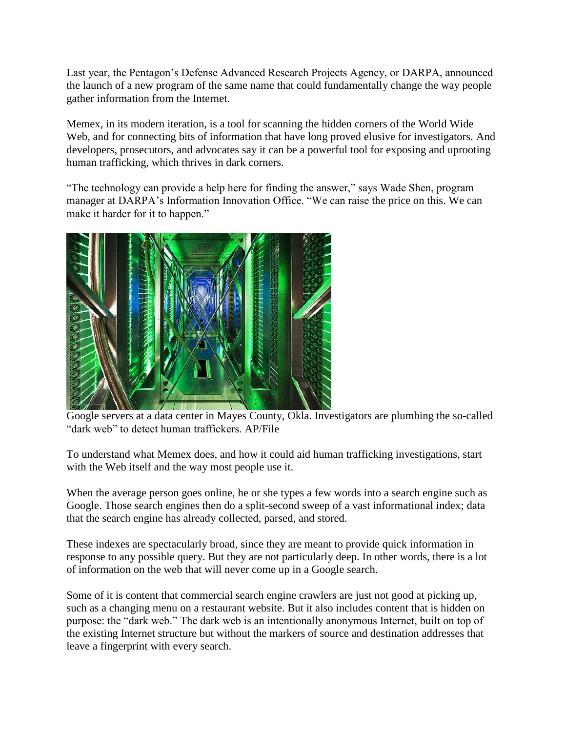Last year, the Pentagon's Defense Advanced Research Projects Agency, or DARPA, announced the launch of a new program of the same name that could fundamentally change the way people gather information from the Internet.

Memex, in its modern iteration, is a tool for scanning the hidden corners of the World Wide Web, and for connecting bits of information that have long proved elusive for investigators. And developers, prosecutors, and advocates say it can be a powerful tool for exposing and uprooting human trafficking, which thrives in dark corners.

"The technology can provide a help here for finding the answer," says Wade Shen, program manager at DARPA's Information Innovation Office. "We can raise the price on this. We can make it harder for it to happen."

Google servers at a data center in Mayes County, Okla. Investigators are plumbing the so-called "dark web" to detect human traffickers. AP/File

To understand what Memex does, and how it could aid human trafficking investigations, start with the Web itself and the way most people use it.

When the average person goes online, he or she types a few words into a search engine such as Google. Those search engines then do a split-second sweep of a vast informational index; data that the search engine has already collected, parsed, and stored.

These indexes are spectacularly broad, since they are meant to provide quick information in response to any possible query. But they are not particularly deep. In other words, there is a lot of information on the web that will never come up in a Google search.

Some of it is content that commercial search engine crawlers are just not good at picking up, such as a changing menu on a restaurant website. But it also includes content that is hidden on purpose: the "dark web." The dark web is an intentionally anonymous Internet, built on top of the existing Internet structure but without the markers of source and destination addresses that leave a fingerprint with every search.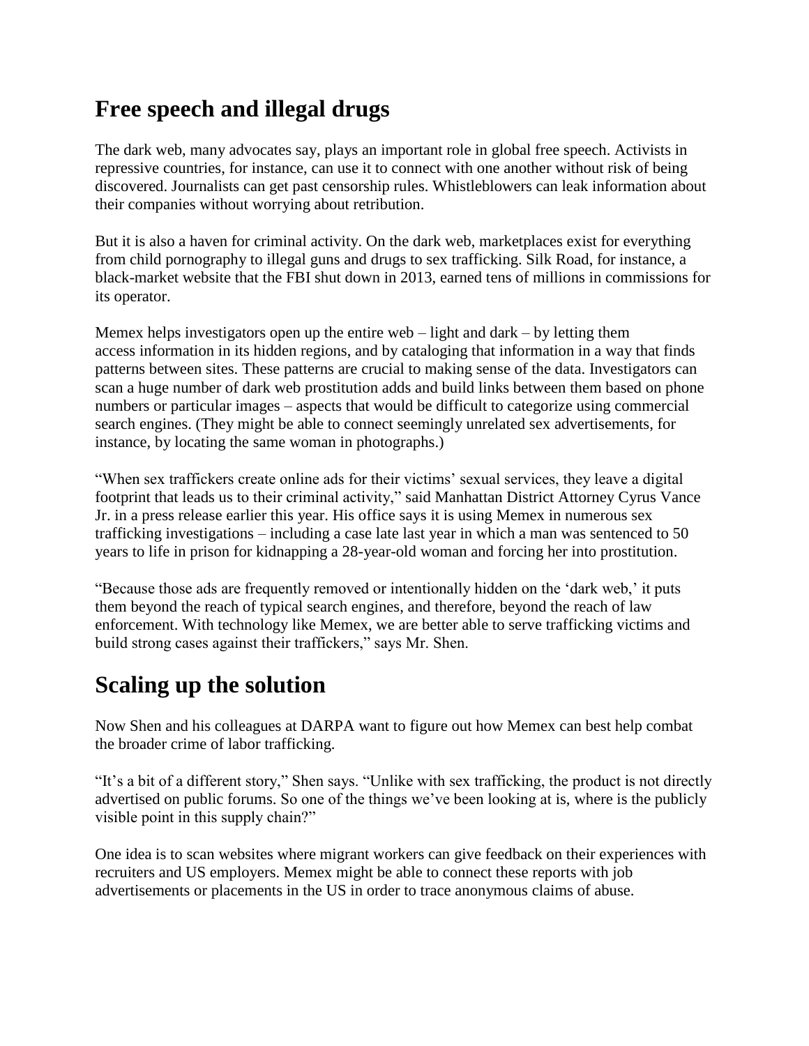## Free speech and illegal drugs

The dark web, many advocates say, plays an important role in global free speech. Activists in repressive countries, for instance, can use it to connect with one another without risk of being discovered. Journalists can get past censorship rules. Whistleblowers can leak information about their companies without worrying about retribution.

But it is also a haven for criminal activity. On the dark web, marketplaces exist for everything from child pornography to illegal guns and drugs to sex trafficking. Silk Road, for instance, a black-market website that the FBI shut down in 2013, earned tens of millions in commissions for its operator.

Memex helps investigators open up the entire web – light and dark – by letting them access information in its hidden regions, and by cataloging that information in a way that finds patterns between sites. These patterns are crucial to making sense of the data. Investigators can scan a huge number of dark web prostitution adds and build links between them based on phone numbers or particular images – aspects that would be difficult to categorize using commercial search engines. (They might be able to connect seemingly unrelated sex advertisements, for instance, by locating the same woman in photographs.)

"When sex traffickers create online ads for their victims' sexual services, they leave a digital footprint that leads us to their criminal activity," said Manhattan District Attorney Cyrus Vance Jr. in a press release earlier this year. His office says it is using Memex in numerous sex trafficking investigations – including a case late last year in which a man was sentenced to 50 years to life in prison for kidnapping a 28-year-old woman and forcing her into prostitution.

"Because those ads are frequently removed or intentionally hidden on the 'dark web,' it puts them beyond the reach of typical search engines, and therefore, beyond the reach of law enforcement. With technology like Memex, we are better able to serve trafficking victims and build strong cases against their traffickers," says Mr. Shen.

## Scaling up the solution

Now Shen and his colleagues at DARPA want to figure out how Memex can best help combat the broader crime of labor trafficking.

"It's a bit of a different story," Shen says. "Unlike with sex trafficking, the product is not directly advertised on public forums. So one of the things we've been looking at is, where is the publicly visible point in this supply chain?"

One idea is to scan websites where migrant workers can give feedback on their experiences with recruiters and US employers. Memex might be able to connect these reports with job advertisements or placements in the US in order to trace anonymous claims of abuse.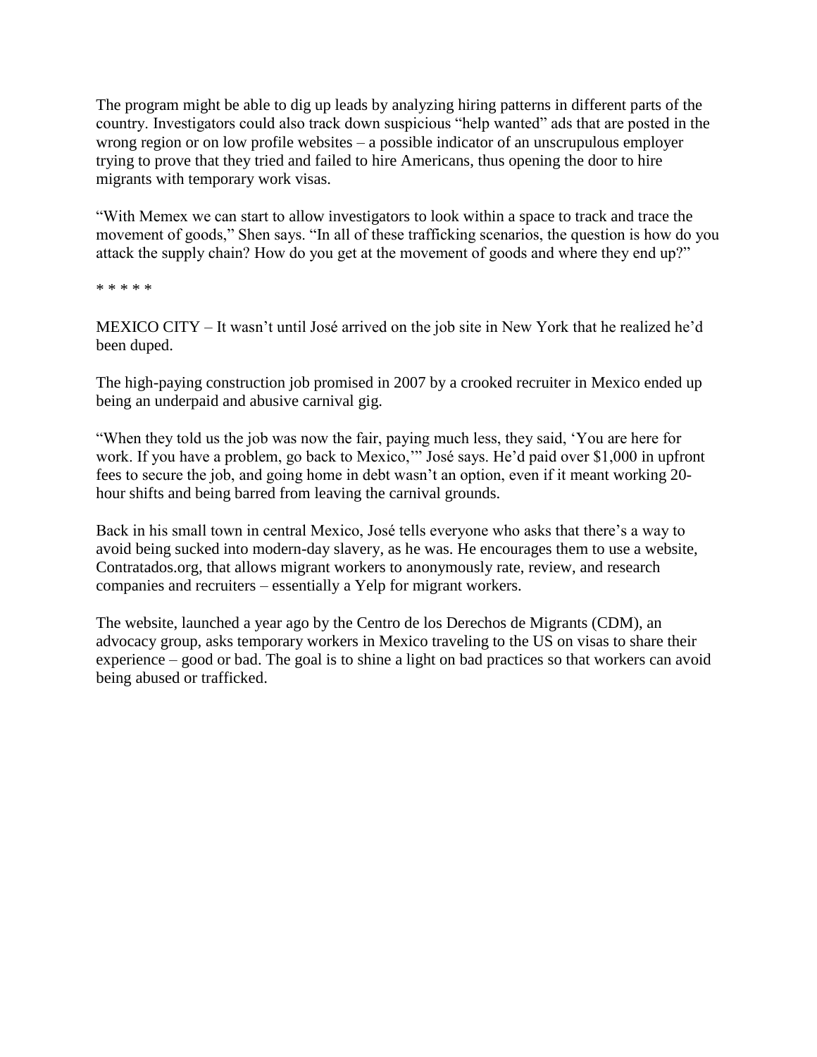The program might be able to dig up leads by analyzing hiring patterns in different parts of the country. Investigators could also track down suspicious "help wanted" ads that are posted in the wrong region or on low profile websites – a possible indicator of an unscrupulous employer trying to prove that they tried and failed to hire Americans, thus opening the door to hire migrants with temporary work visas.

"With Memex we can start to allow investigators to look within a space to track and trace the movement of goods," Shen says. "In all of these trafficking scenarios, the question is how do you attack the supply chain? How do you get at the movement of goods and where they end up?"

* * * * *

MEXICO CITY – It wasn't until José arrived on the job site in New York that he realized he'd been duped.

The high-paying construction job promised in 2007 by a crooked recruiter in Mexico ended up being an underpaid and abusive carnival gig.

"When they told us the job was now the fair, paying much less, they said, 'You are here for work. If you have a problem, go back to Mexico,'" José says. He'd paid over $1,000 in upfront fees to secure the job, and going home in debt wasn't an option, even if it meant working 20-hour shifts and being barred from leaving the carnival grounds.

Back in his small town in central Mexico, José tells everyone who asks that there's a way to avoid being sucked into modern-day slavery, as he was. He encourages them to use a website, Contratados.org, that allows migrant workers to anonymously rate, review, and research companies and recruiters – essentially a Yelp for migrant workers.

The website, launched a year ago by the Centro de los Derechos de Migrants (CDM), an advocacy group, asks temporary workers in Mexico traveling to the US on visas to share their experience – good or bad. The goal is to shine a light on bad practices so that workers can avoid being abused or trafficked.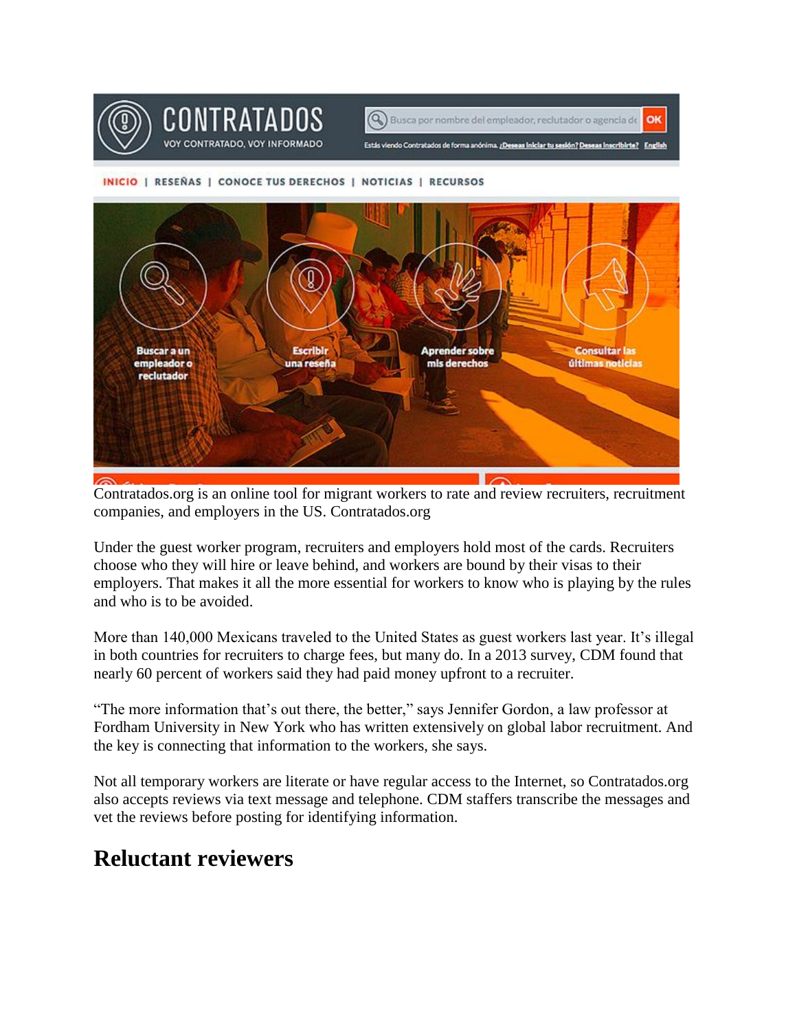Contratados.org is an online tool for migrant workers to rate and review recruiters, recruitment companies, and employers in the US. Contratados.org

Under the guest worker program, recruiters and employers hold most of the cards. Recruiters choose who they will hire or leave behind, and workers are bound by their visas to their employers. That makes it all the more essential for workers to know who is playing by the rules and who is to be avoided.

More than 140,000 Mexicans traveled to the United States as guest workers last year. It's illegal in both countries for recruiters to charge fees, but many do. In a 2013 survey, CDM found that nearly 60 percent of workers said they had paid money upfront to a recruiter.

"The more information that's out there, the better," says Jennifer Gordon, a law professor at Fordham University in New York who has written extensively on global labor recruitment. And the key is connecting that information to the workers, she says.

Not all temporary workers are literate or have regular access to the Internet, so Contratados.org also accepts reviews via text message and telephone. CDM staffers transcribe the messages and vet the reviews before posting for identifying information.

## Reluctant reviewers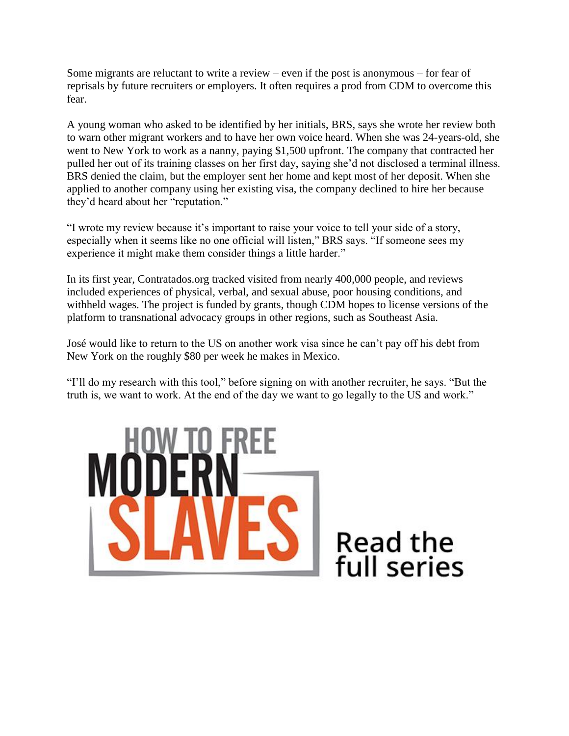Some migrants are reluctant to write a review – even if the post is anonymous – for fear of reprisals by future recruiters or employers. It often requires a prod from CDM to overcome this fear.

A young woman who asked to be identified by her initials, BRS, says she wrote her review both to warn other migrant workers and to have her own voice heard. When she was 24-years-old, she went to New York to work as a nanny, paying $1,500 upfront. The company that contracted her pulled her out of its training classes on her first day, saying she'd not disclosed a terminal illness. BRS denied the claim, but the employer sent her home and kept most of her deposit. When she applied to another company using her existing visa, the company declined to hire her because they'd heard about her "reputation."

"I wrote my review because it's important to raise your voice to tell your side of a story, especially when it seems like no one official will listen," BRS says. "If someone sees my experience it might make them consider things a little harder."

In its first year, Contratados.org tracked visited from nearly 400,000 people, and reviews included experiences of physical, verbal, and sexual abuse, poor housing conditions, and withheld wages. The project is funded by grants, though CDM hopes to license versions of the platform to transnational advocacy groups in other regions, such as Southeast Asia.

José would like to return to the US on another work visa since he can't pay off his debt from New York on the roughly $80 per week he makes in Mexico.

"I'll do my research with this tool," before signing on with another recruiter, he says. "But the truth is, we want to work. At the end of the day we want to go legally to the US and work."

HOW TO FREE MODERN SLAVES

Read the full series